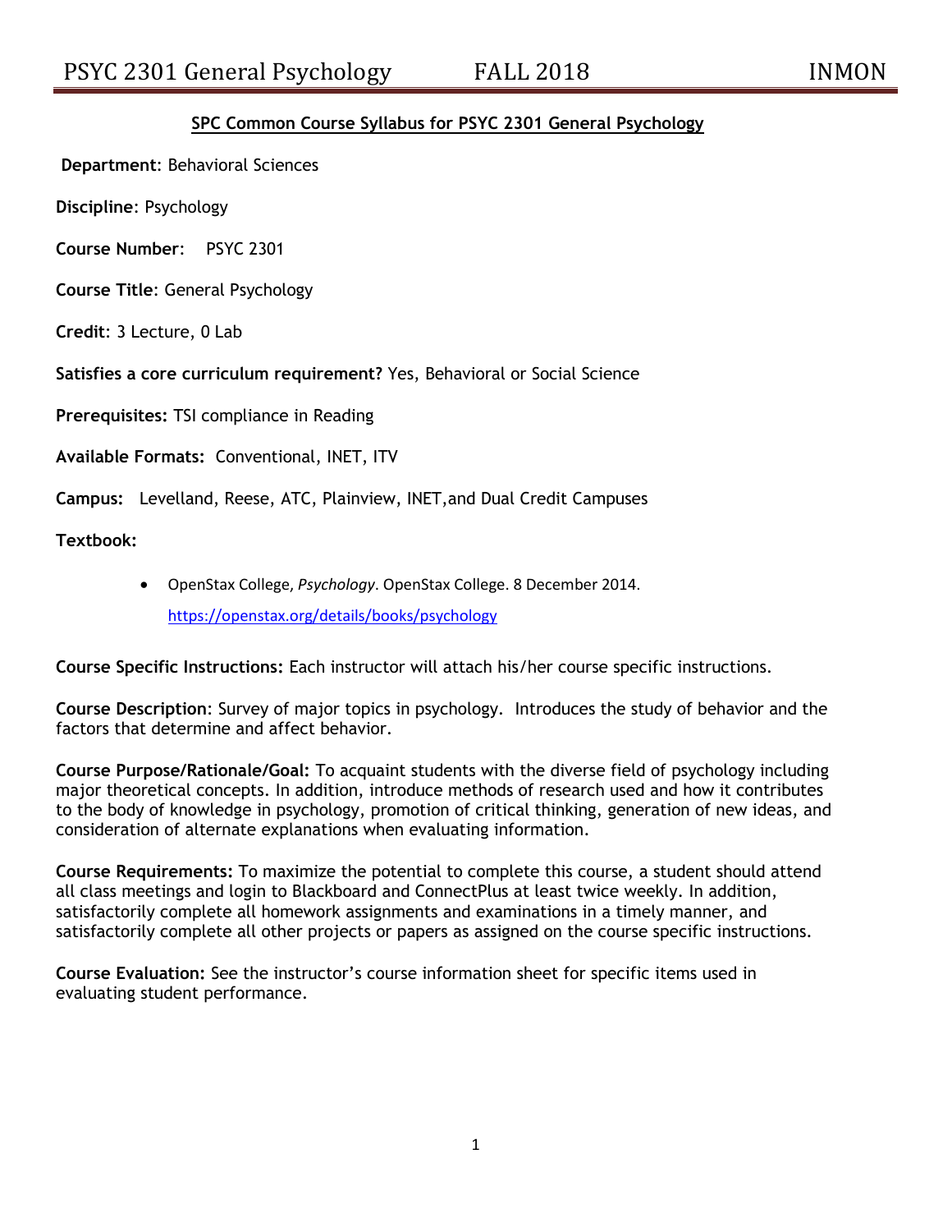## SPC Common Course Syllabus for PSYC 2301 General Psychology

**Department**: Behavioral Sciences

**Discipline**: Psychology

**Course Number**: PSYC 2301

**Course Title**: General Psychology

**Credit**: 3 Lecture, 0 Lab

**Satisfies a core curriculum requirement?** Yes, Behavioral or Social Science

**Prerequisites:** TSI compliance in Reading

**Available Formats:** Conventional, INET, ITV

**Campus:** Levelland, Reese, ATC, Plainview, INET,and Dual Credit Campuses

**Textbook:**

- OpenStax College, *Psychology*. OpenStax College. 8 December 2014.
  https://openstax.org/details/books/psychology

**Course Specific Instructions:** Each instructor will attach his/her course specific instructions.

**Course Description**: Survey of major topics in psychology. Introduces the study of behavior and the factors that determine and affect behavior.

**Course Purpose/Rationale/Goal:** To acquaint students with the diverse field of psychology including major theoretical concepts. In addition, introduce methods of research used and how it contributes to the body of knowledge in psychology, promotion of critical thinking, generation of new ideas, and consideration of alternate explanations when evaluating information.

**Course Requirements:** To maximize the potential to complete this course, a student should attend all class meetings and login to Blackboard and ConnectPlus at least twice weekly. In addition, satisfactorily complete all homework assignments and examinations in a timely manner, and satisfactorily complete all other projects or papers as assigned on the course specific instructions.

**Course Evaluation:** See the instructor's course information sheet for specific items used in evaluating student performance.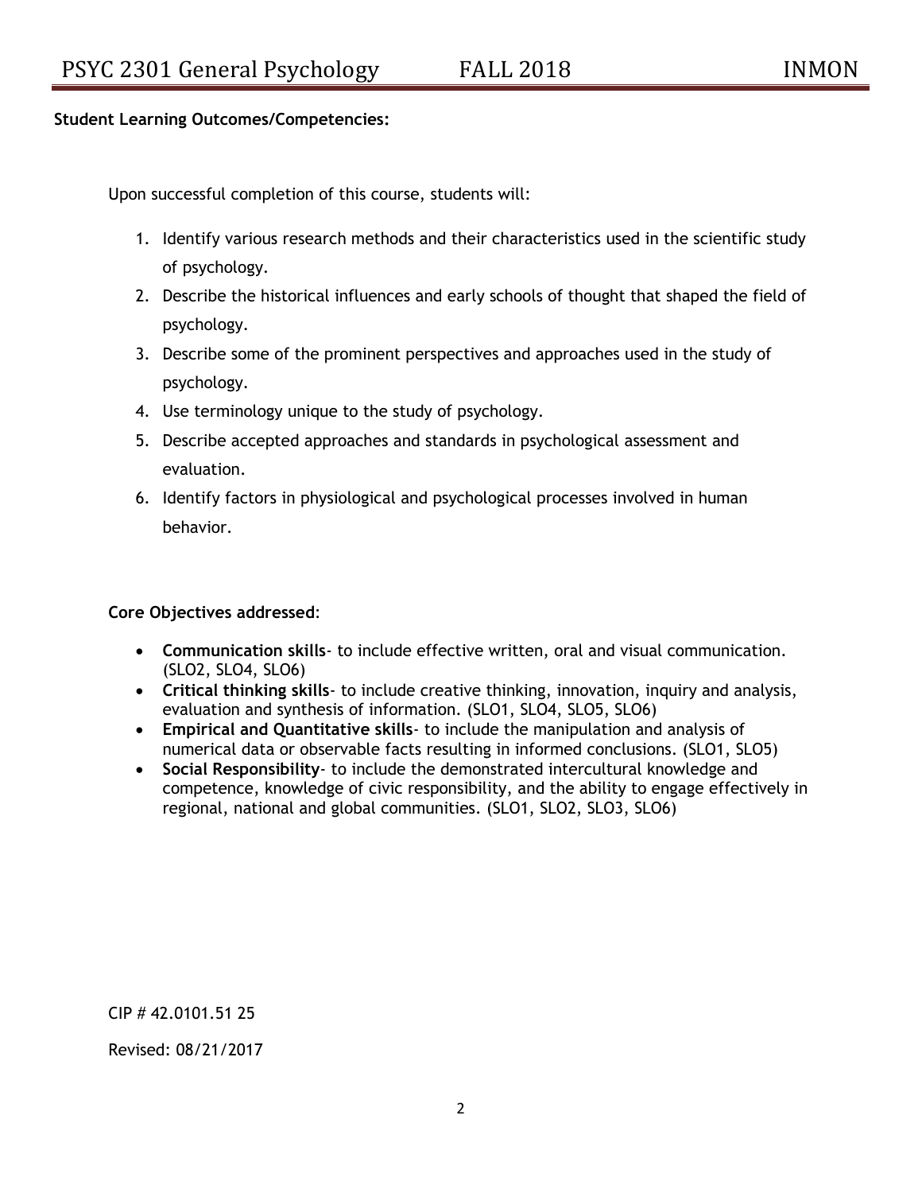**Student Learning Outcomes/Competencies:**

Upon successful completion of this course, students will:

1. Identify various research methods and their characteristics used in the scientific study of psychology.
2. Describe the historical influences and early schools of thought that shaped the field of psychology.
3. Describe some of the prominent perspectives and approaches used in the study of psychology.
4. Use terminology unique to the study of psychology.
5. Describe accepted approaches and standards in psychological assessment and evaluation.
6. Identify factors in physiological and psychological processes involved in human behavior.

**Core Objectives addressed**:

- **Communication skills**- to include effective written, oral and visual communication. (SLO2, SLO4, SLO6)
- **Critical thinking skills**- to include creative thinking, innovation, inquiry and analysis, evaluation and synthesis of information. (SLO1, SLO4, SLO5, SLO6)
- **Empirical and Quantitative skills**- to include the manipulation and analysis of numerical data or observable facts resulting in informed conclusions. (SLO1, SLO5)
- **Social Responsibility**- to include the demonstrated intercultural knowledge and competence, knowledge of civic responsibility, and the ability to engage effectively in regional, national and global communities. (SLO1, SLO2, SLO3, SLO6)

CIP # 42.0101.51 25

Revised: 08/21/2017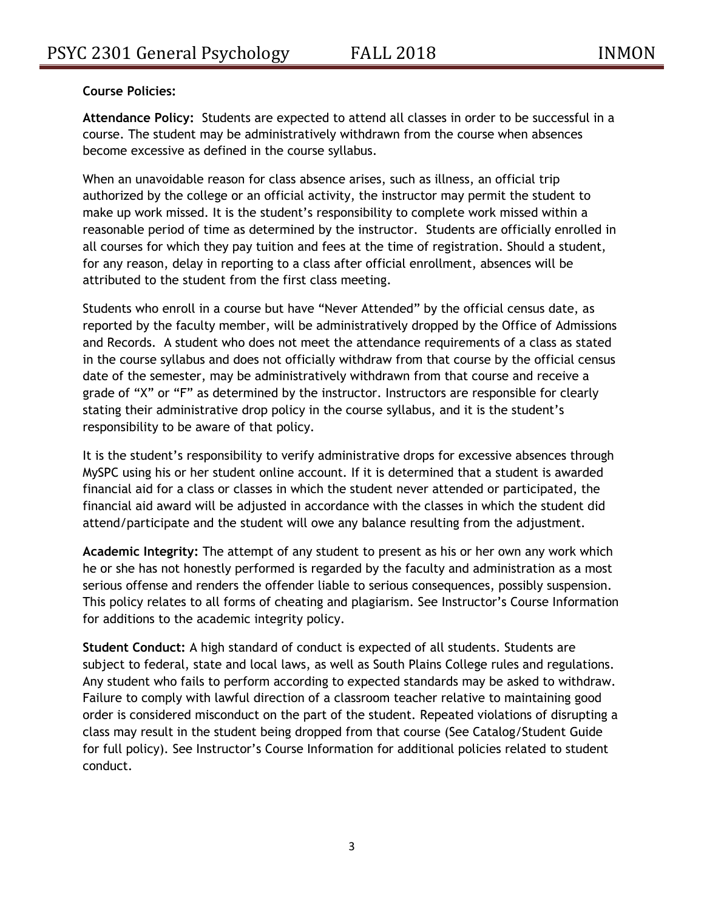**Course Policies:**

**Attendance Policy:** Students are expected to attend all classes in order to be successful in a course. The student may be administratively withdrawn from the course when absences become excessive as defined in the course syllabus.

When an unavoidable reason for class absence arises, such as illness, an official trip authorized by the college or an official activity, the instructor may permit the student to make up work missed. It is the student's responsibility to complete work missed within a reasonable period of time as determined by the instructor. Students are officially enrolled in all courses for which they pay tuition and fees at the time of registration. Should a student, for any reason, delay in reporting to a class after official enrollment, absences will be attributed to the student from the first class meeting.

Students who enroll in a course but have "Never Attended" by the official census date, as reported by the faculty member, will be administratively dropped by the Office of Admissions and Records. A student who does not meet the attendance requirements of a class as stated in the course syllabus and does not officially withdraw from that course by the official census date of the semester, may be administratively withdrawn from that course and receive a grade of "X" or "F" as determined by the instructor. Instructors are responsible for clearly stating their administrative drop policy in the course syllabus, and it is the student's responsibility to be aware of that policy.

It is the student's responsibility to verify administrative drops for excessive absences through MySPC using his or her student online account. If it is determined that a student is awarded financial aid for a class or classes in which the student never attended or participated, the financial aid award will be adjusted in accordance with the classes in which the student did attend/participate and the student will owe any balance resulting from the adjustment.

**Academic Integrity:** The attempt of any student to present as his or her own any work which he or she has not honestly performed is regarded by the faculty and administration as a most serious offense and renders the offender liable to serious consequences, possibly suspension. This policy relates to all forms of cheating and plagiarism. See Instructor's Course Information for additions to the academic integrity policy.

**Student Conduct:** A high standard of conduct is expected of all students. Students are subject to federal, state and local laws, as well as South Plains College rules and regulations. Any student who fails to perform according to expected standards may be asked to withdraw. Failure to comply with lawful direction of a classroom teacher relative to maintaining good order is considered misconduct on the part of the student. Repeated violations of disrupting a class may result in the student being dropped from that course (See Catalog/Student Guide for full policy). See Instructor's Course Information for additional policies related to student conduct.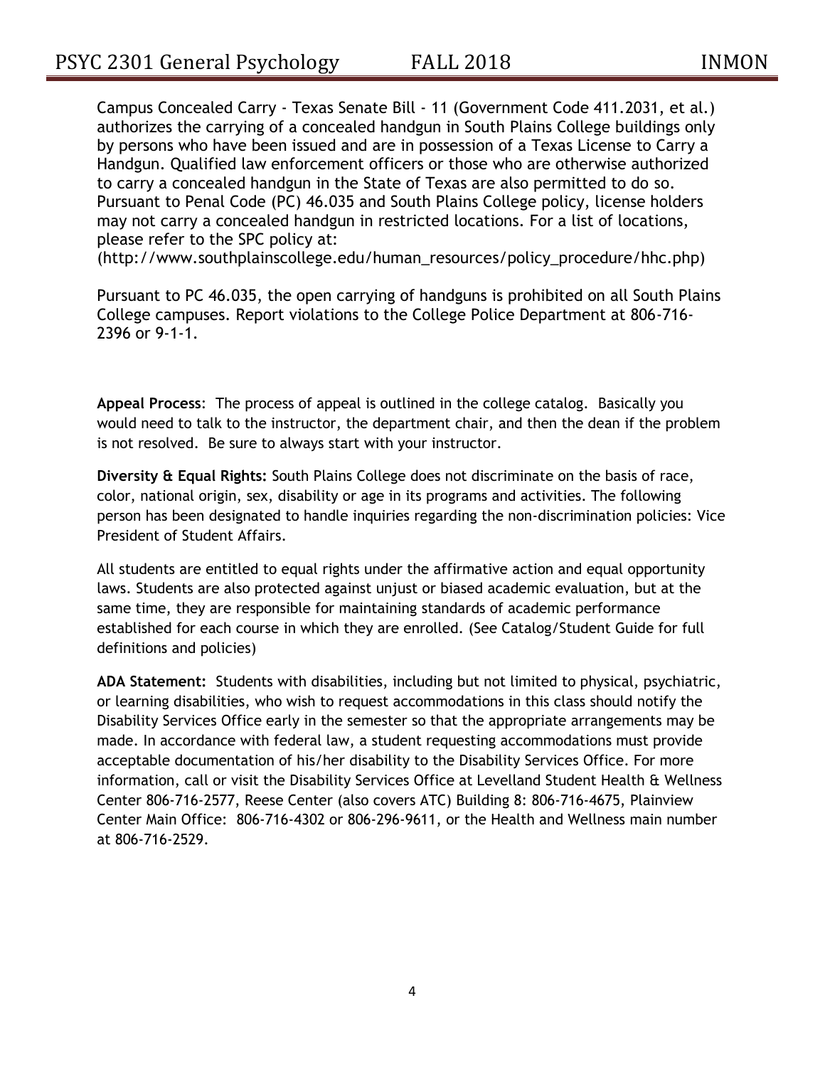Campus Concealed Carry - Texas Senate Bill - 11 (Government Code 411.2031, et al.) authorizes the carrying of a concealed handgun in South Plains College buildings only by persons who have been issued and are in possession of a Texas License to Carry a Handgun. Qualified law enforcement officers or those who are otherwise authorized to carry a concealed handgun in the State of Texas are also permitted to do so. Pursuant to Penal Code (PC) 46.035 and South Plains College policy, license holders may not carry a concealed handgun in restricted locations. For a list of locations, please refer to the SPC policy at:
(http://www.southplainscollege.edu/human_resources/policy_procedure/hhc.php)

Pursuant to PC 46.035, the open carrying of handguns is prohibited on all South Plains College campuses. Report violations to the College Police Department at 806-716-2396 or 9-1-1.

**Appeal Process**: The process of appeal is outlined in the college catalog. Basically you would need to talk to the instructor, the department chair, and then the dean if the problem is not resolved. Be sure to always start with your instructor.

**Diversity & Equal Rights:** South Plains College does not discriminate on the basis of race, color, national origin, sex, disability or age in its programs and activities. The following person has been designated to handle inquiries regarding the non-discrimination policies: Vice President of Student Affairs.

All students are entitled to equal rights under the affirmative action and equal opportunity laws. Students are also protected against unjust or biased academic evaluation, but at the same time, they are responsible for maintaining standards of academic performance established for each course in which they are enrolled. (See Catalog/Student Guide for full definitions and policies)

**ADA Statement:** Students with disabilities, including but not limited to physical, psychiatric, or learning disabilities, who wish to request accommodations in this class should notify the Disability Services Office early in the semester so that the appropriate arrangements may be made. In accordance with federal law, a student requesting accommodations must provide acceptable documentation of his/her disability to the Disability Services Office. For more information, call or visit the Disability Services Office at Levelland Student Health & Wellness Center 806-716-2577, Reese Center (also covers ATC) Building 8: 806-716-4675, Plainview Center Main Office: 806-716-4302 or 806-296-9611, or the Health and Wellness main number at 806-716-2529.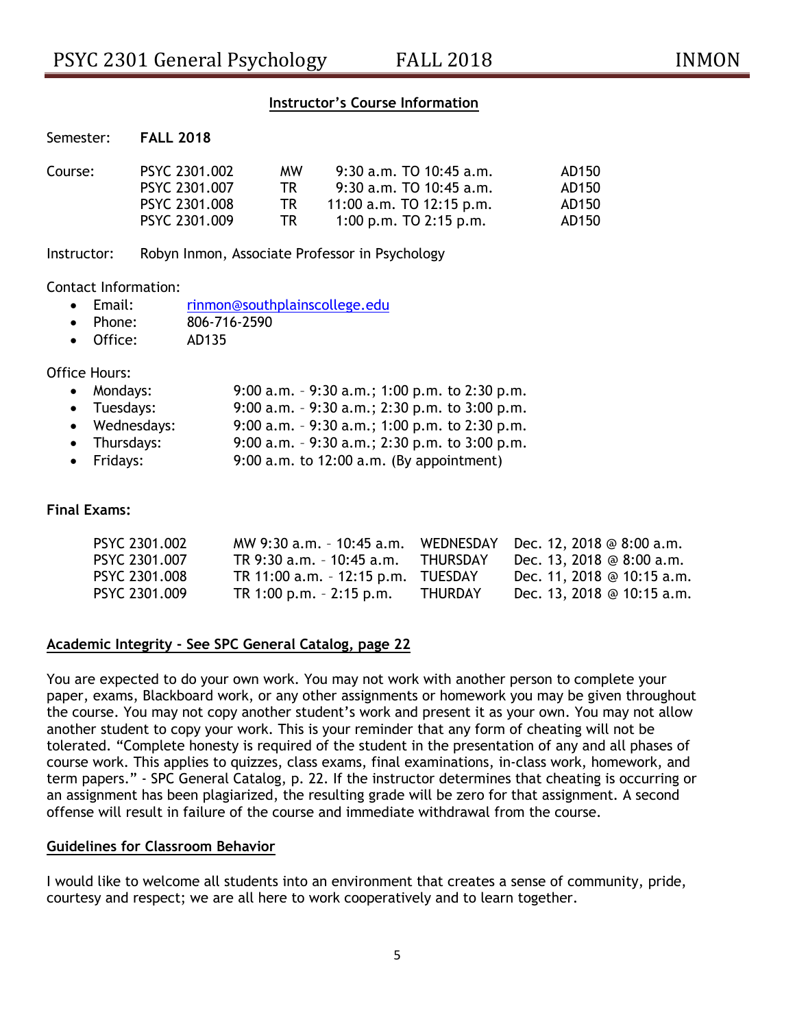## Instructor's Course Information

Semester: **FALL 2018**

| | | | | |
|---|---|---|---|---|
| Course: | PSYC 2301.002 | MW | 9:30 a.m. TO 10:45 a.m. | AD150 |
| | PSYC 2301.007 | TR | 9:30 a.m. TO 10:45 a.m. | AD150 |
| | PSYC 2301.008 | TR | 11:00 a.m. TO 12:15 p.m. | AD150 |
| | PSYC 2301.009 | TR | 1:00 p.m. TO 2:15 p.m. | AD150 |

Instructor: Robyn Inmon, Associate Professor in Psychology

Contact Information:

- Email: rinmon@southplainscollege.edu
- Phone: 806-716-2590
- Office: AD135

Office Hours:

- Mondays: 9:00 a.m. – 9:30 a.m.; 1:00 p.m. to 2:30 p.m.
- Tuesdays: 9:00 a.m. – 9:30 a.m.; 2:30 p.m. to 3:00 p.m.
- Wednesdays: 9:00 a.m. – 9:30 a.m.; 1:00 p.m. to 2:30 p.m.
- Thursdays: 9:00 a.m. – 9:30 a.m.; 2:30 p.m. to 3:00 p.m.
- Fridays: 9:00 a.m. to 12:00 a.m. (By appointment)

**Final Exams:**

| | | | |
|---|---|---|---|
| PSYC 2301.002 | MW 9:30 a.m. – 10:45 a.m. | WEDNESDAY | Dec. 12, 2018 @ 8:00 a.m. |
| PSYC 2301.007 | TR 9:30 a.m. – 10:45 a.m. | THURSDAY | Dec. 13, 2018 @ 8:00 a.m. |
| PSYC 2301.008 | TR 11:00 a.m. – 12:15 p.m. | TUESDAY | Dec. 11, 2018 @ 10:15 a.m. |
| PSYC 2301.009 | TR 1:00 p.m. – 2:15 p.m. | THURDAY | Dec. 13, 2018 @ 10:15 a.m. |

### Academic Integrity - See SPC General Catalog, page 22

You are expected to do your own work. You may not work with another person to complete your paper, exams, Blackboard work, or any other assignments or homework you may be given throughout the course. You may not copy another student's work and present it as your own. You may not allow another student to copy your work. This is your reminder that any form of cheating will not be tolerated. "Complete honesty is required of the student in the presentation of any and all phases of course work. This applies to quizzes, class exams, final examinations, in-class work, homework, and term papers." - SPC General Catalog, p. 22. If the instructor determines that cheating is occurring or an assignment has been plagiarized, the resulting grade will be zero for that assignment. A second offense will result in failure of the course and immediate withdrawal from the course.

### Guidelines for Classroom Behavior

I would like to welcome all students into an environment that creates a sense of community, pride, courtesy and respect; we are all here to work cooperatively and to learn together.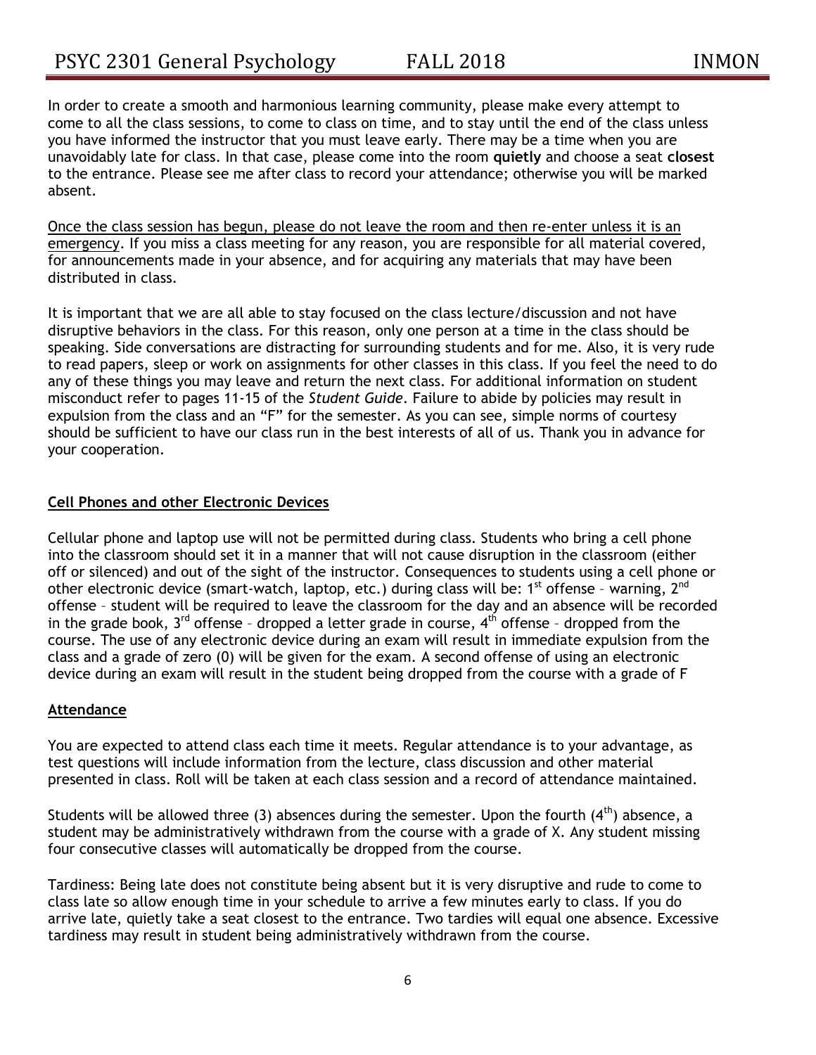In order to create a smooth and harmonious learning community, please make every attempt to come to all the class sessions, to come to class on time, and to stay until the end of the class unless you have informed the instructor that you must leave early. There may be a time when you are unavoidably late for class. In that case, please come into the room **quietly** and choose a seat **closest** to the entrance. Please see me after class to record your attendance; otherwise you will be marked absent.

Once the class session has begun, please do not leave the room and then re-enter unless it is an emergency. If you miss a class meeting for any reason, you are responsible for all material covered, for announcements made in your absence, and for acquiring any materials that may have been distributed in class.

It is important that we are all able to stay focused on the class lecture/discussion and not have disruptive behaviors in the class. For this reason, only one person at a time in the class should be speaking. Side conversations are distracting for surrounding students and for me. Also, it is very rude to read papers, sleep or work on assignments for other classes in this class. If you feel the need to do any of these things you may leave and return the next class. For additional information on student misconduct refer to pages 11-15 of the *Student Guide*. Failure to abide by policies may result in expulsion from the class and an "F" for the semester. As you can see, simple norms of courtesy should be sufficient to have our class run in the best interests of all of us. Thank you in advance for your cooperation.

## Cell Phones and other Electronic Devices

Cellular phone and laptop use will not be permitted during class. Students who bring a cell phone into the classroom should set it in a manner that will not cause disruption in the classroom (either off or silenced) and out of the sight of the instructor. Consequences to students using a cell phone or other electronic device (smart-watch, laptop, etc.) during class will be: 1st offense – warning, 2nd offense – student will be required to leave the classroom for the day and an absence will be recorded in the grade book, 3rd offense – dropped a letter grade in course, 4th offense – dropped from the course. The use of any electronic device during an exam will result in immediate expulsion from the class and a grade of zero (0) will be given for the exam. A second offense of using an electronic device during an exam will result in the student being dropped from the course with a grade of F

## Attendance

You are expected to attend class each time it meets. Regular attendance is to your advantage, as test questions will include information from the lecture, class discussion and other material presented in class. Roll will be taken at each class session and a record of attendance maintained.

Students will be allowed three (3) absences during the semester. Upon the fourth (4th) absence, a student may be administratively withdrawn from the course with a grade of X. Any student missing four consecutive classes will automatically be dropped from the course.

Tardiness: Being late does not constitute being absent but it is very disruptive and rude to come to class late so allow enough time in your schedule to arrive a few minutes early to class. If you do arrive late, quietly take a seat closest to the entrance. Two tardies will equal one absence. Excessive tardiness may result in student being administratively withdrawn from the course.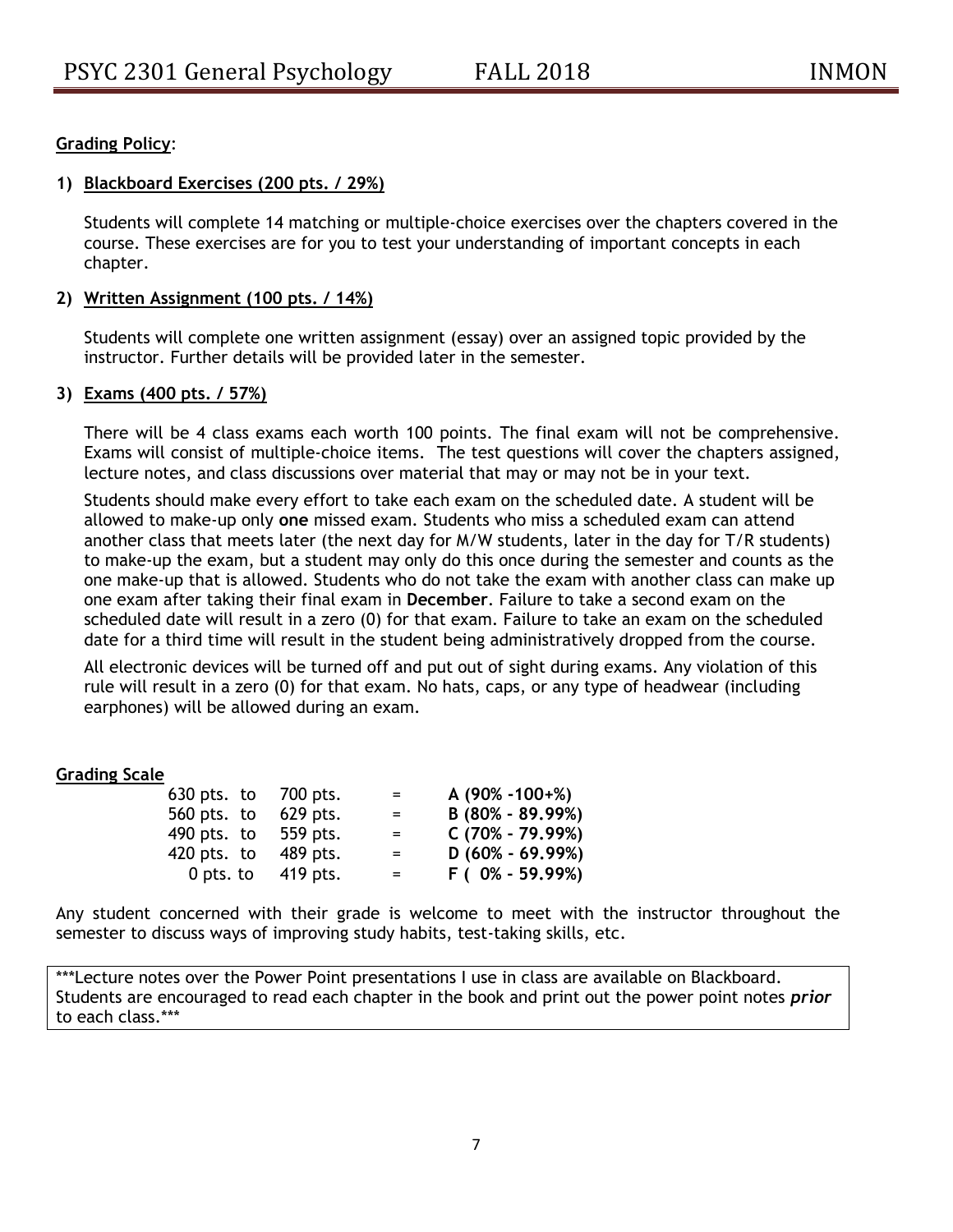**Grading Policy**:

1) **Blackboard Exercises (200 pts. / 29%)**

   Students will complete 14 matching or multiple-choice exercises over the chapters covered in the course. These exercises are for you to test your understanding of important concepts in each chapter.

2) **Written Assignment (100 pts. / 14%)**

   Students will complete one written assignment (essay) over an assigned topic provided by the instructor. Further details will be provided later in the semester.

3) **Exams (400 pts. / 57%)**

   There will be 4 class exams each worth 100 points. The final exam will not be comprehensive. Exams will consist of multiple-choice items. The test questions will cover the chapters assigned, lecture notes, and class discussions over material that may or may not be in your text.

   Students should make every effort to take each exam on the scheduled date. A student will be allowed to make-up only **one** missed exam. Students who miss a scheduled exam can attend another class that meets later (the next day for M/W students, later in the day for T/R students) to make-up the exam, but a student may only do this once during the semester and counts as the one make-up that is allowed. Students who do not take the exam with another class can make up one exam after taking their final exam in **December**. Failure to take a second exam on the scheduled date will result in a zero (0) for that exam. Failure to take an exam on the scheduled date for a third time will result in the student being administratively dropped from the course.

   All electronic devices will be turned off and put out of sight during exams. Any violation of this rule will result in a zero (0) for that exam. No hats, caps, or any type of headwear (including earphones) will be allowed during an exam.

**Grading Scale**

| | | | | |
|---|---|---|---|---|
| 630 pts. | to | 700 pts. | = | **A (90% -100+%)** |
| 560 pts. | to | 629 pts. | = | **B (80% - 89.99%)** |
| 490 pts. | to | 559 pts. | = | **C (70% - 79.99%)** |
| 420 pts. | to | 489 pts. | = | **D (60% - 69.99%)** |
| 0 pts. | to | 419 pts. | = | **F ( 0% - 59.99%)** |

Any student concerned with their grade is welcome to meet with the instructor throughout the semester to discuss ways of improving study habits, test-taking skills, etc.

***Lecture notes over the Power Point presentations I use in class are available on Blackboard. Students are encouraged to read each chapter in the book and print out the power point notes ***prior*** to each class.***